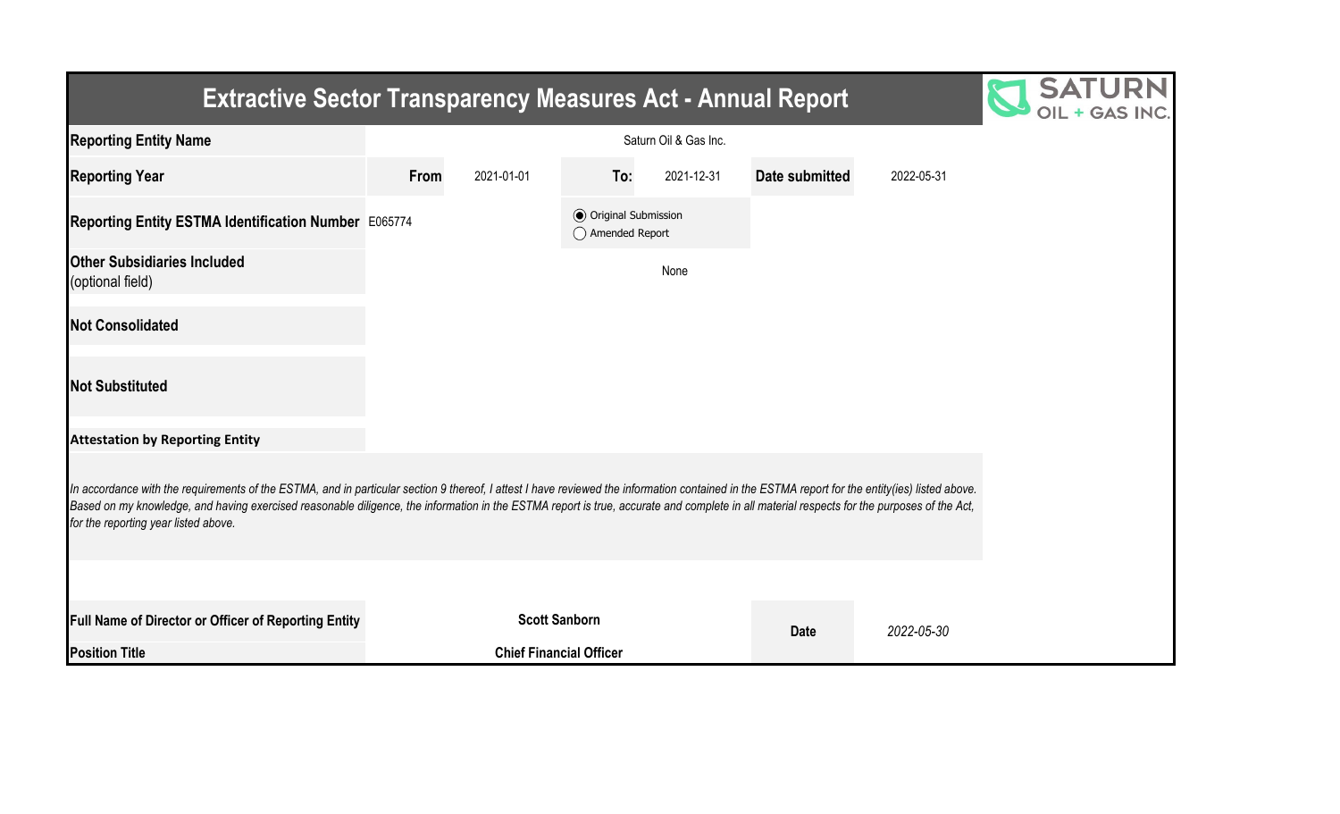# Extractive Sector Transparency Measures Act - Annual Report

SATURN OIL + GAS INC.

| | | | | | | |
|---|---|---|---|---|---|---|
| **Reporting Entity Name** | Saturn Oil & Gas Inc. | | | | | |
| **Reporting Year** | **From** | 2021-01-01 | **To:** | 2021-12-31 | **Date submitted** | 2022-05-31 |
| **Reporting Entity ESTMA Identification Number** | E065774 | | (●) Original Submission<br>( ) Amended Report | | | |
| **Other Subsidiaries Included** (optional field) | None | | | | | |
| **Not Consolidated** | | | | | | |
| **Not Substituted** | | | | | | |

**Attestation by Reporting Entity**

*In accordance with the requirements of the ESTMA, and in particular section 9 thereof, I attest I have reviewed the information contained in the ESTMA report for the entity(ies) listed above. Based on my knowledge, and having exercised reasonable diligence, the information in the ESTMA report is true, accurate and complete in all material respects for the purposes of the Act, for the reporting year listed above.*

| | | | |
|---|---|---|---|
| **Full Name of Director or Officer of Reporting Entity** | **Scott Sanborn** | **Date** | *2022-05-30* |
| **Position Title** | **Chief Financial Officer** | | |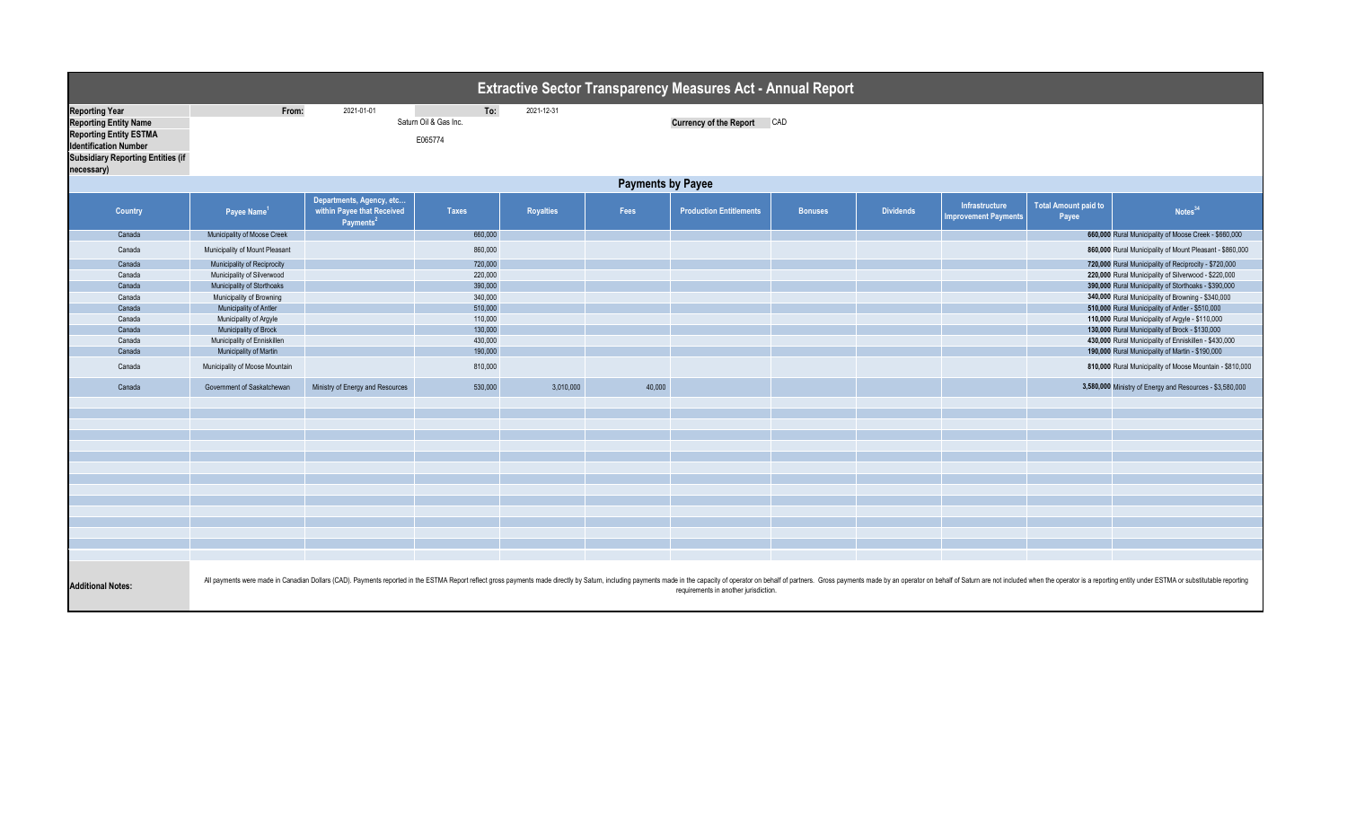# Extractive Sector Transparency Measures Act - Annual Report

| | | | | |
|---|---|---|---|---|
| **Reporting Year** | From: | 2021-01-01 | To: | 2021-12-31 |
| **Reporting Entity Name** | Saturn Oil & Gas Inc. | | **Currency of the Report** | CAD |
| **Reporting Entity ESTMA Identification Number** | E065774 | | | |
| **Subsidiary Reporting Entities (if necessary)** | | | | |

## Payments by Payee

| Country | Payee Name[1] | Departments, Agency, etc... within Payee that Received Payments[2] | Taxes | Royalties | Fees | Production Entitlements | Bonuses | Dividends | Infrastructure Improvement Payments | Total Amount paid to Payee | Notes[34] |
|---|---|---|---|---|---|---|---|---|---|---|---|
| Canada | Municipality of Moose Creek | | 660,000 | | | | | | | **660,000** | Rural Municipality of Moose Creek - $660,000 |
| Canada | Municipality of Mount Pleasant | | 860,000 | | | | | | | **860,000** | Rural Municipality of Mount Pleasant - $860,000 |
| Canada | Municipality of Reciprocity | | 720,000 | | | | | | | **720,000** | Rural Municipality of Reciprocity - $720,000 |
| Canada | Municipality of Silverwood | | 220,000 | | | | | | | **220,000** | Rural Municipality of Silverwood - $220,000 |
| Canada | Municipality of Storthoaks | | 390,000 | | | | | | | **390,000** | Rural Municipality of Storthoaks - $390,000 |
| Canada | Municipality of Browning | | 340,000 | | | | | | | **340,000** | Rural Municipality of Browning - $340,000 |
| Canada | Municipality of Antler | | 510,000 | | | | | | | **510,000** | Rural Municipality of Antler - $510,000 |
| Canada | Municipality of Argyle | | 110,000 | | | | | | | **110,000** | Rural Municipality of Argyle - $110,000 |
| Canada | Municipality of Brock | | 130,000 | | | | | | | **130,000** | Rural Municipality of Brock - $130,000 |
| Canada | Municipality of Enniskillen | | 430,000 | | | | | | | **430,000** | Rural Municipality of Enniskillen - $430,000 |
| Canada | Municipality of Martin | | 190,000 | | | | | | | **190,000** | Rural Municipality of Martin - $190,000 |
| Canada | Municipality of Moose Mountain | | 810,000 | | | | | | | **810,000** | Rural Municipality of Moose Mountain - $810,000 |
| Canada | Government of Saskatchewan | Ministry of Energy and Resources | 530,000 | 3,010,000 | 40,000 | | | | | **3,580,000** | Ministry of Energy and Resources - $3,580,000 |

**Additional Notes:** All payments were made in Canadian Dollars (CAD). Payments reported in the ESTMA Report reflect gross payments made directly by Saturn, including payments made in the capacity of operator on behalf of partners. Gross payments made by an operator on behalf of Saturn are not included when the operator is a reporting entity under ESTMA or substitutable reporting requirements in another jurisdiction.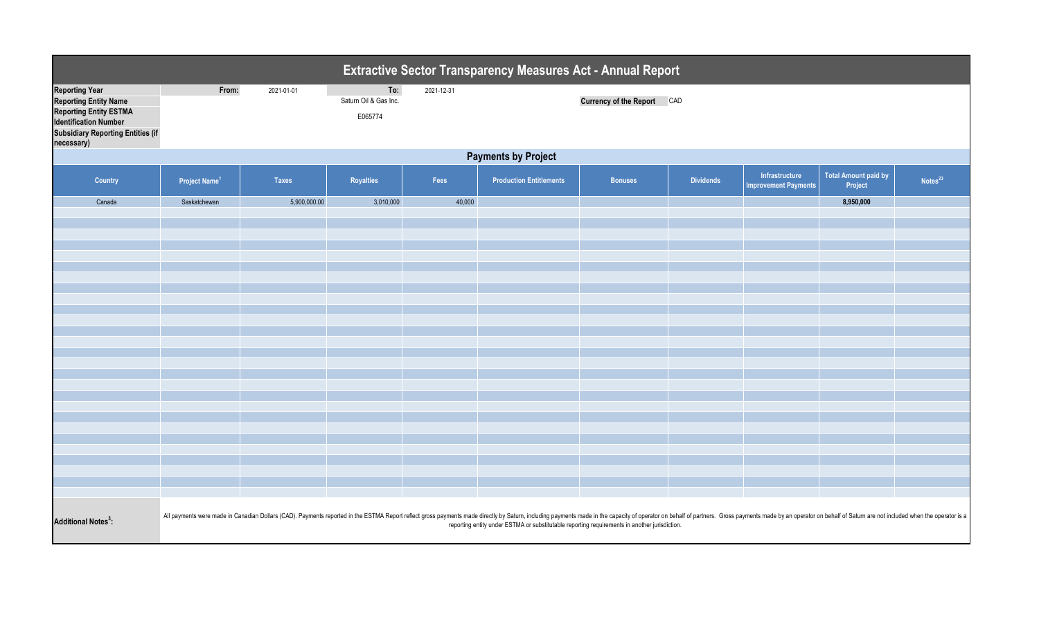# Extractive Sector Transparency Measures Act - Annual Report

| | | | | |
|---|---|---|---|---|
| **Reporting Year** | **From:** | 2021-01-01 | **To:** | 2021-12-31 |
| **Reporting Entity Name** | | | Saturn Oil & Gas Inc. | |
| **Reporting Entity ESTMA Identification Number** | | | E065774 | |
| **Subsidiary Reporting Entities (if necessary)** | | | | |

**Currency of the Report** CAD

## Payments by Project

| Country | Project Name[1] | Taxes | Royalties | Fees | Production Entitlements | Bonuses | Dividends | Infrastructure Improvement Payments | Total Amount paid by Project | Notes[23] |
|---|---|---|---|---|---|---|---|---|---|---|
| Canada | Saskatchewan | 5,900,000.00 | 3,010,000 | 40,000 | | | | | **8,950,000** | |

**Additional Notes[3]:**

All payments were made in Canadian Dollars (CAD). Payments reported in the ESTMA Report reflect gross payments made directly by Saturn, including payments made in the capacity of operator on behalf of partners. Gross payments made by an operator on behalf of Saturn are not included when the operator is a reporting entity under ESTMA or substitutable reporting requirements in another jurisdiction.